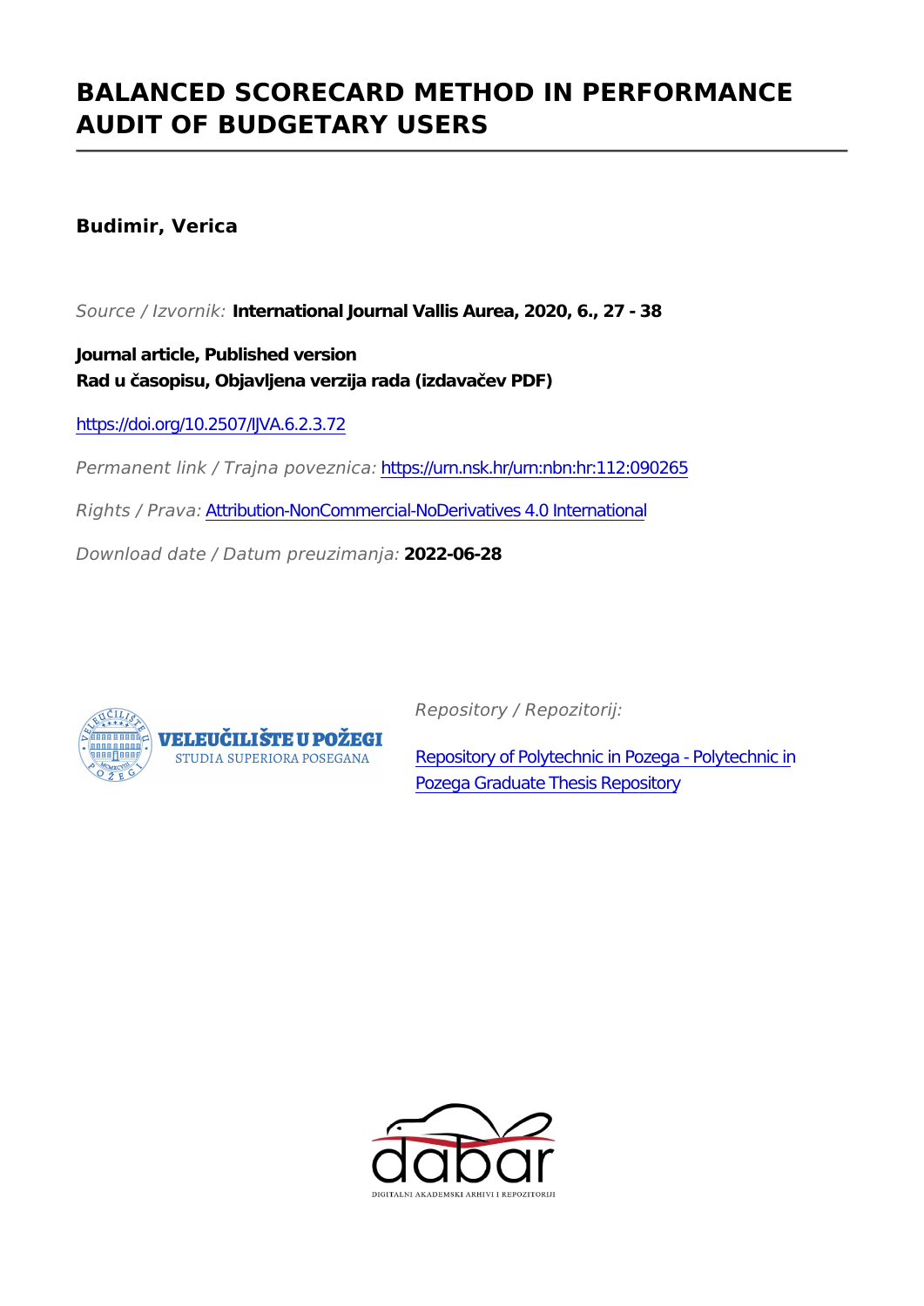# BALANCED SCORECARD METHOD IN PERFORMANCE AUDIT OF BUDGETARY USERS

**Budimir, Verica**

*Source / Izvornik:* **International Journal Vallis Aurea, 2020, 6., 27 - 38**

**Journal article, Published version**
**Rad u časopisu, Objavljena verzija rada (izdavačev PDF)**

https://doi.org/10.2507/IJVA.6.2.3.72

*Permanent link / Trajna poveznica:* https://urn.nsk.hr/urn:nbn:hr:112:090265

*Rights / Prava:* Attribution-NonCommercial-NoDerivatives 4.0 International

*Download date / Datum preuzimanja:* **2022-06-28**

*Repository / Repozitorij:*

Repository of Polytechnic in Pozega - Polytechnic in Pozega Graduate Thesis Repository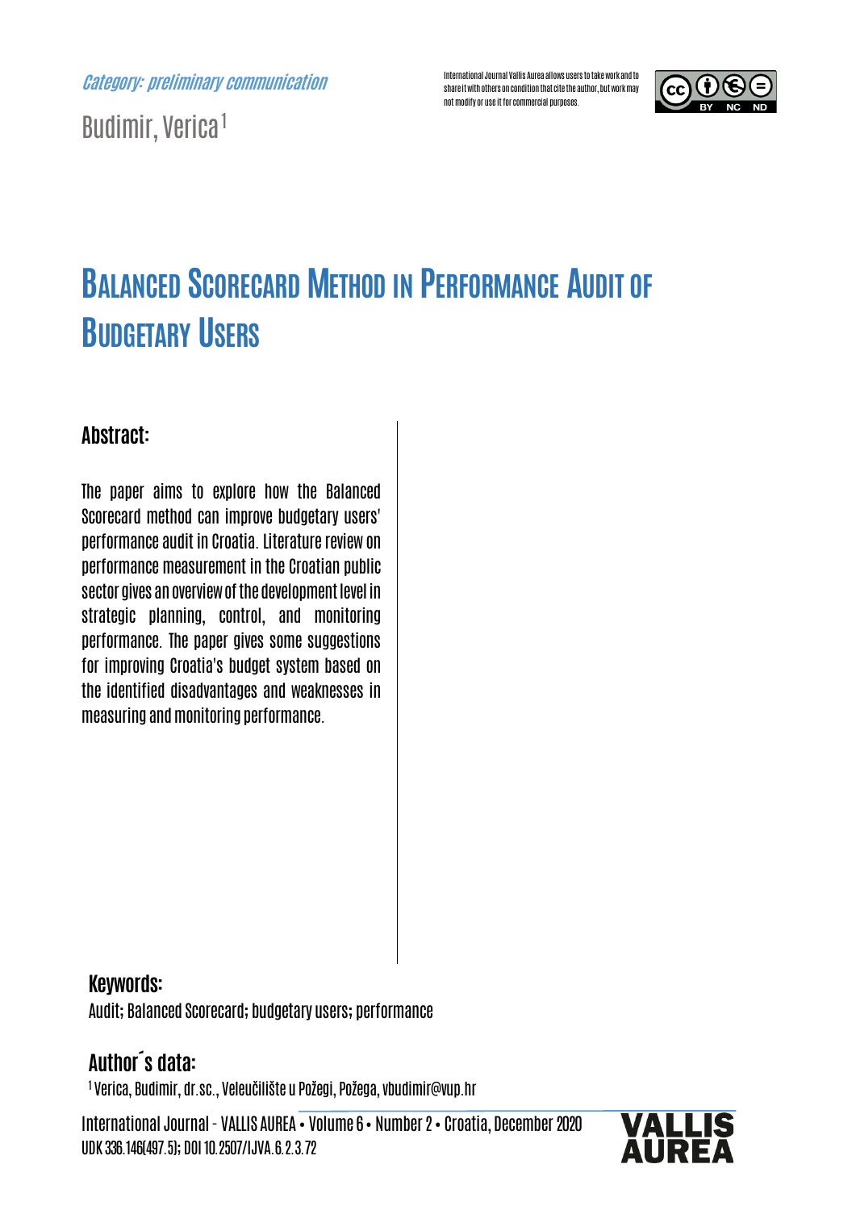*Category: preliminary communication*

International Journal Vallis Aurea allows users to take work and to share it with others on condition that cite the author, but work may not modify or use it for commercial purposes.

Budimir, Verica[1]

# Balanced Scorecard Method in Performance Audit of Budgetary Users

## Abstract:

The paper aims to explore how the Balanced Scorecard method can improve budgetary users' performance audit in Croatia. Literature review on performance measurement in the Croatian public sector gives an overview of the development level in strategic planning, control, and monitoring performance. The paper gives some suggestions for improving Croatia's budget system based on the identified disadvantages and weaknesses in measuring and monitoring performance.

## Keywords:

Audit; Balanced Scorecard; budgetary users; performance

## Author´s data:

[1] Verica, Budimir, dr.sc., Veleučilište u Požegi, Požega, vbudimir@vup.hr

International Journal - VALLIS AUREA • Volume 6 • Number 2 • Croatia, December 2020
UDK 336.146(497.5); DOI 10.2507/IJVA.6.2.3.72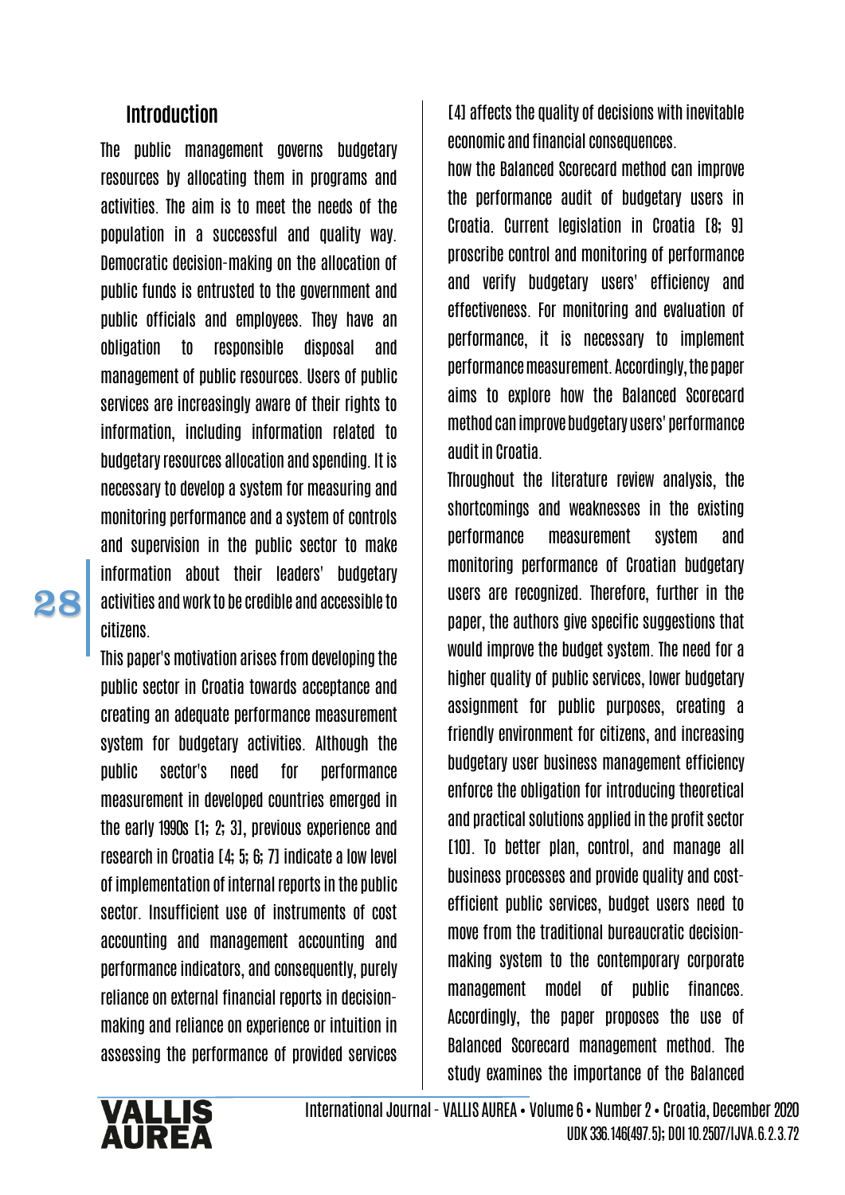## Introduction

The public management governs budgetary resources by allocating them in programs and activities. The aim is to meet the needs of the population in a successful and quality way. Democratic decision-making on the allocation of public funds is entrusted to the government and public officials and employees. They have an obligation to responsible disposal and management of public resources. Users of public services are increasingly aware of their rights to information, including information related to budgetary resources allocation and spending. It is necessary to develop a system for measuring and monitoring performance and a system of controls and supervision in the public sector to make information about their leaders' budgetary activities and work to be credible and accessible to citizens.

This paper's motivation arises from developing the public sector in Croatia towards acceptance and creating an adequate performance measurement system for budgetary activities. Although the public sector's need for performance measurement in developed countries emerged in the early 1990s [1; 2; 3], previous experience and research in Croatia [4; 5; 6; 7] indicate a low level of implementation of internal reports in the public sector. Insufficient use of instruments of cost accounting and management accounting and performance indicators, and consequently, purely reliance on external financial reports in decision-making and reliance on experience or intuition in assessing the performance of provided services [4] affects the quality of decisions with inevitable economic and financial consequences.

how the Balanced Scorecard method can improve the performance audit of budgetary users in Croatia. Current legislation in Croatia [8; 9] proscribe control and monitoring of performance and verify budgetary users' efficiency and effectiveness. For monitoring and evaluation of performance, it is necessary to implement performance measurement. Accordingly, the paper aims to explore how the Balanced Scorecard method can improve budgetary users' performance audit in Croatia.

Throughout the literature review analysis, the shortcomings and weaknesses in the existing performance measurement system and monitoring performance of Croatian budgetary users are recognized. Therefore, further in the paper, the authors give specific suggestions that would improve the budget system. The need for a higher quality of public services, lower budgetary assignment for public purposes, creating a friendly environment for citizens, and increasing budgetary user business management efficiency enforce the obligation for introducing theoretical and practical solutions applied in the profit sector [10]. To better plan, control, and manage all business processes and provide quality and cost-efficient public services, budget users need to move from the traditional bureaucratic decision-making system to the contemporary corporate management model of public finances. Accordingly, the paper proposes the use of Balanced Scorecard management method. The study examines the importance of the Balanced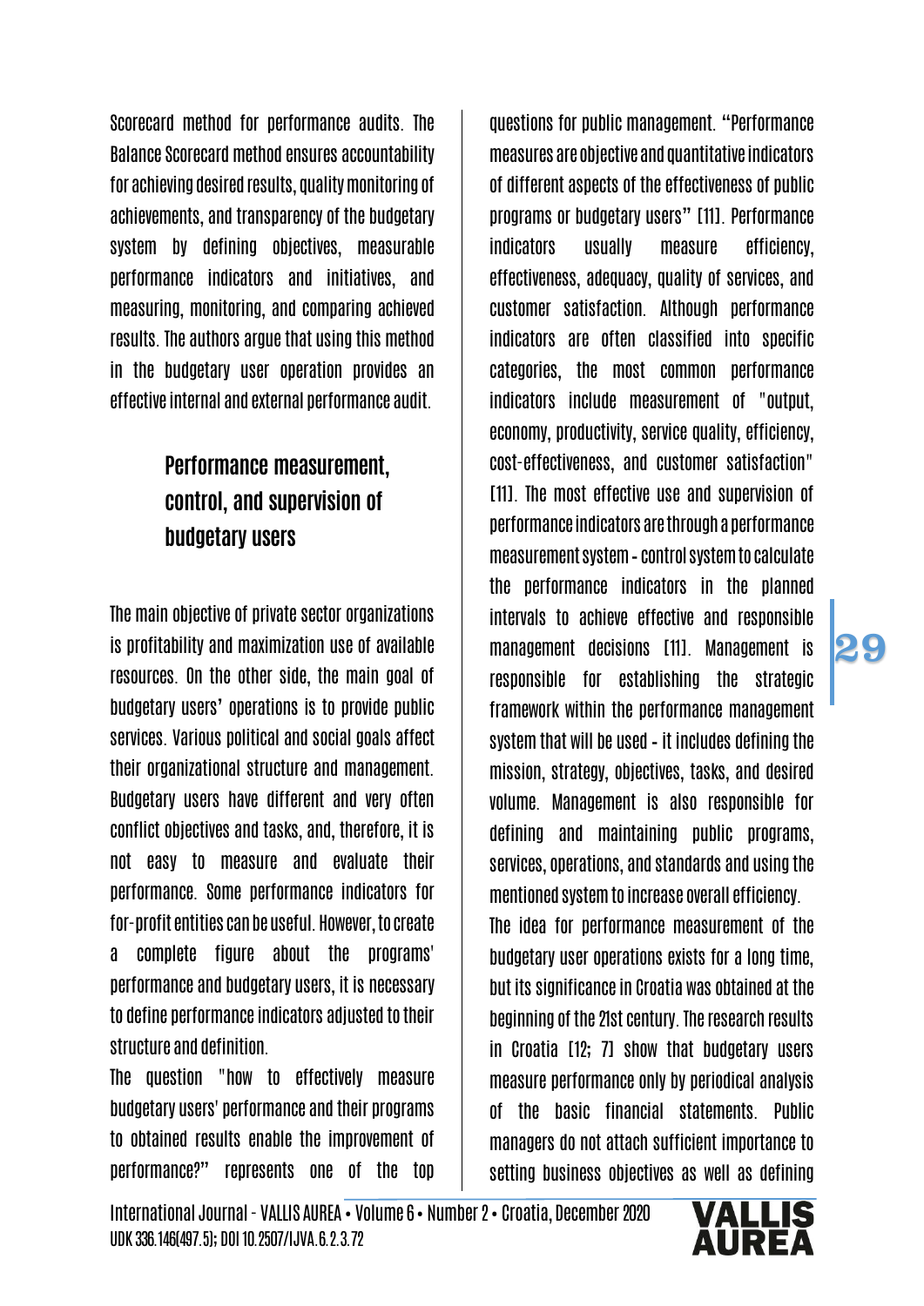Scorecard method for performance audits. The Balance Scorecard method ensures accountability for achieving desired results, quality monitoring of achievements, and transparency of the budgetary system by defining objectives, measurable performance indicators and initiatives, and measuring, monitoring, and comparing achieved results. The authors argue that using this method in the budgetary user operation provides an effective internal and external performance audit.

## Performance measurement, control, and supervision of budgetary users

The main objective of private sector organizations is profitability and maximization use of available resources. On the other side, the main goal of budgetary users' operations is to provide public services. Various political and social goals affect their organizational structure and management. Budgetary users have different and very often conflict objectives and tasks, and, therefore, it is not easy to measure and evaluate their performance. Some performance indicators for for-profit entities can be useful. However, to create a complete figure about the programs' performance and budgetary users, it is necessary to define performance indicators adjusted to their structure and definition.

The question "how to effectively measure budgetary users' performance and their programs to obtained results enable the improvement of performance?" represents one of the top questions for public management. "Performance measures are objective and quantitative indicators of different aspects of the effectiveness of public programs or budgetary users" [11]. Performance indicators usually measure efficiency, effectiveness, adequacy, quality of services, and customer satisfaction. Although performance indicators are often classified into specific categories, the most common performance indicators include measurement of "output, economy, productivity, service quality, efficiency, cost-effectiveness, and customer satisfaction" [11]. The most effective use and supervision of performance indicators are through a performance measurement system - control system to calculate the performance indicators in the planned intervals to achieve effective and responsible management decisions [11]. Management is responsible for establishing the strategic framework within the performance management system that will be used - it includes defining the mission, strategy, objectives, tasks, and desired volume. Management is also responsible for defining and maintaining public programs, services, operations, and standards and using the mentioned system to increase overall efficiency.

The idea for performance measurement of the budgetary user operations exists for a long time, but its significance in Croatia was obtained at the beginning of the 21st century. The research results in Croatia [12; 7] show that budgetary users measure performance only by periodical analysis of the basic financial statements. Public managers do not attach sufficient importance to setting business objectives as well as defining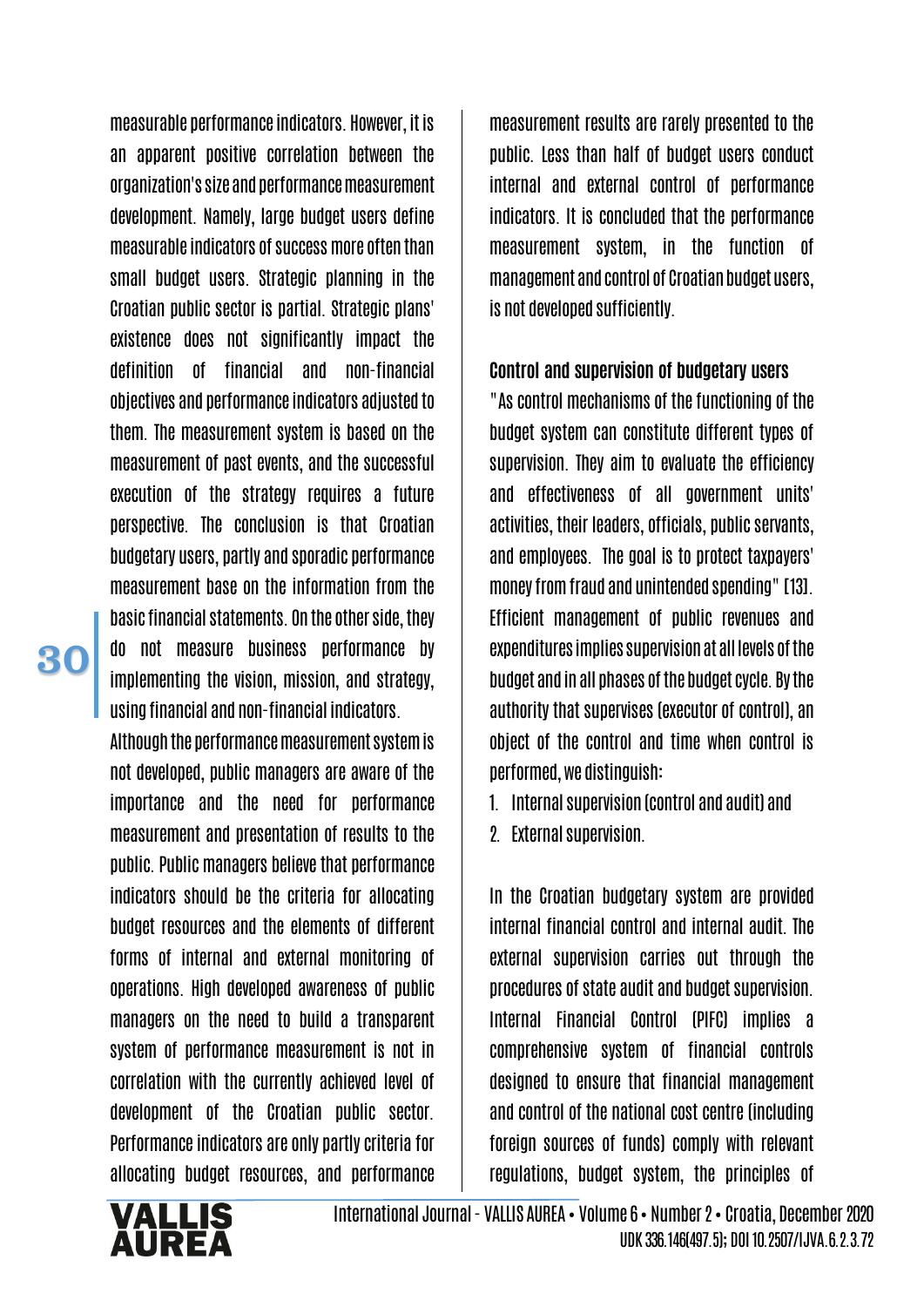measurable performance indicators. However, it is an apparent positive correlation between the organization's size and performance measurement development. Namely, large budget users define measurable indicators of success more often than small budget users. Strategic planning in the Croatian public sector is partial. Strategic plans' existence does not significantly impact the definition of financial and non-financial objectives and performance indicators adjusted to them. The measurement system is based on the measurement of past events, and the successful execution of the strategy requires a future perspective. The conclusion is that Croatian budgetary users, partly and sporadic performance measurement base on the information from the basic financial statements. On the other side, they do not measure business performance by implementing the vision, mission, and strategy, using financial and non-financial indicators.

Although the performance measurement system is not developed, public managers are aware of the importance and the need for performance measurement and presentation of results to the public. Public managers believe that performance indicators should be the criteria for allocating budget resources and the elements of different forms of internal and external monitoring of operations. High developed awareness of public managers on the need to build a transparent system of performance measurement is not in correlation with the currently achieved level of development of the Croatian public sector. Performance indicators are only partly criteria for allocating budget resources, and performance measurement results are rarely presented to the public. Less than half of budget users conduct internal and external control of performance indicators. It is concluded that the performance measurement system, in the function of management and control of Croatian budget users, is not developed sufficiently.

**Control and supervision of budgetary users**

"As control mechanisms of the functioning of the budget system can constitute different types of supervision. They aim to evaluate the efficiency and effectiveness of all government units' activities, their leaders, officials, public servants, and employees. The goal is to protect taxpayers' money from fraud and unintended spending" [13]. Efficient management of public revenues and expenditures implies supervision at all levels of the budget and in all phases of the budget cycle. By the authority that supervises (executor of control), an object of the control and time when control is performed, we distinguish:

1. Internal supervision (control and audit) and
2. External supervision.

In the Croatian budgetary system are provided internal financial control and internal audit. The external supervision carries out through the procedures of state audit and budget supervision. Internal Financial Control (PIFC) implies a comprehensive system of financial controls designed to ensure that financial management and control of the national cost centre (including foreign sources of funds) comply with relevant regulations, budget system, the principles of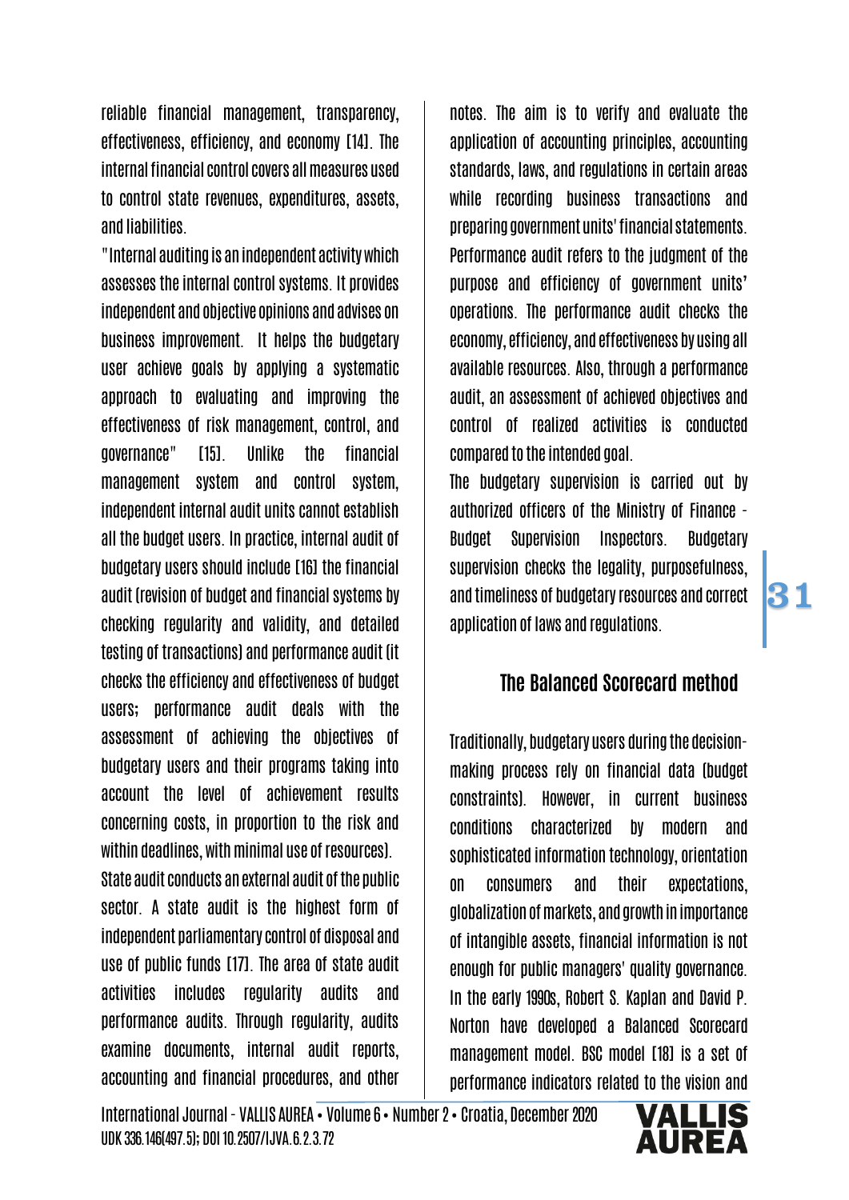reliable financial management, transparency, effectiveness, efficiency, and economy [14]. The internal financial control covers all measures used to control state revenues, expenditures, assets, and liabilities.

"Internal auditing is an independent activity which assesses the internal control systems. It provides independent and objective opinions and advises on business improvement. It helps the budgetary user achieve goals by applying a systematic approach to evaluating and improving the effectiveness of risk management, control, and governance" [15]. Unlike the financial management system and control system, independent internal audit units cannot establish all the budget users. In practice, internal audit of budgetary users should include [16] the financial audit (revision of budget and financial systems by checking regularity and validity, and detailed testing of transactions) and performance audit (it checks the efficiency and effectiveness of budget users; performance audit deals with the assessment of achieving the objectives of budgetary users and their programs taking into account the level of achievement results concerning costs, in proportion to the risk and within deadlines, with minimal use of resources).

State audit conducts an external audit of the public sector. A state audit is the highest form of independent parliamentary control of disposal and use of public funds [17]. The area of state audit activities includes regularity audits and performance audits. Through regularity, audits examine documents, internal audit reports, accounting and financial procedures, and other notes. The aim is to verify and evaluate the application of accounting principles, accounting standards, laws, and regulations in certain areas while recording business transactions and preparing government units' financial statements. Performance audit refers to the judgment of the purpose and efficiency of government units' operations. The performance audit checks the economy, efficiency, and effectiveness by using all available resources. Also, through a performance audit, an assessment of achieved objectives and control of realized activities is conducted compared to the intended goal.

The budgetary supervision is carried out by authorized officers of the Ministry of Finance - Budget Supervision Inspectors. Budgetary supervision checks the legality, purposefulness, and timeliness of budgetary resources and correct application of laws and regulations.

## The Balanced Scorecard method

Traditionally, budgetary users during the decision-making process rely on financial data (budget constraints). However, in current business conditions characterized by modern and sophisticated information technology, orientation on consumers and their expectations, globalization of markets, and growth in importance of intangible assets, financial information is not enough for public managers' quality governance. In the early 1990s, Robert S. Kaplan and David P. Norton have developed a Balanced Scorecard management model. BSC model [18] is a set of performance indicators related to the vision and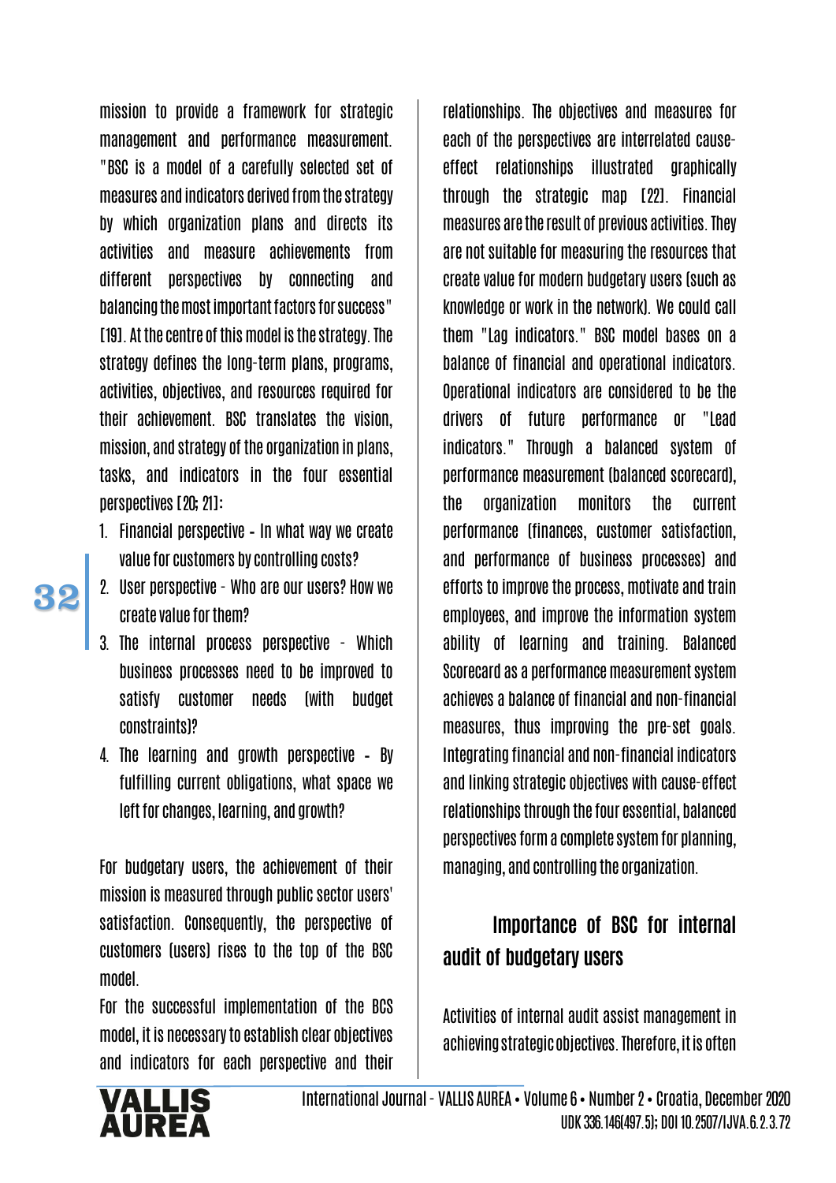mission to provide a framework for strategic management and performance measurement. "BSC is a model of a carefully selected set of measures and indicators derived from the strategy by which organization plans and directs its activities and measure achievements from different perspectives by connecting and balancing the most important factors for success" [19]. At the centre of this model is the strategy. The strategy defines the long-term plans, programs, activities, objectives, and resources required for their achievement. BSC translates the vision, mission, and strategy of the organization in plans, tasks, and indicators in the four essential perspectives [20; 21]:

1. Financial perspective - In what way we create value for customers by controlling costs?
2. User perspective - Who are our users? How we create value for them?
3. The internal process perspective - Which business processes need to be improved to satisfy customer needs (with budget constraints)?
4. The learning and growth perspective - By fulfilling current obligations, what space we left for changes, learning, and growth?

For budgetary users, the achievement of their mission is measured through public sector users' satisfaction. Consequently, the perspective of customers (users) rises to the top of the BSC model.

For the successful implementation of the BCS model, it is necessary to establish clear objectives and indicators for each perspective and their relationships. The objectives and measures for each of the perspectives are interrelated cause-effect relationships illustrated graphically through the strategic map [22]. Financial measures are the result of previous activities. They are not suitable for measuring the resources that create value for modern budgetary users (such as knowledge or work in the network). We could call them "Lag indicators." BSC model bases on a balance of financial and operational indicators. Operational indicators are considered to be the drivers of future performance or "Lead indicators." Through a balanced system of performance measurement (balanced scorecard), the organization monitors the current performance (finances, customer satisfaction, and performance of business processes) and efforts to improve the process, motivate and train employees, and improve the information system ability of learning and training. Balanced Scorecard as a performance measurement system achieves a balance of financial and non-financial measures, thus improving the pre-set goals. Integrating financial and non-financial indicators and linking strategic objectives with cause-effect relationships through the four essential, balanced perspectives form a complete system for planning, managing, and controlling the organization.

## Importance of BSC for internal audit of budgetary users

Activities of internal audit assist management in achieving strategic objectives. Therefore, it is often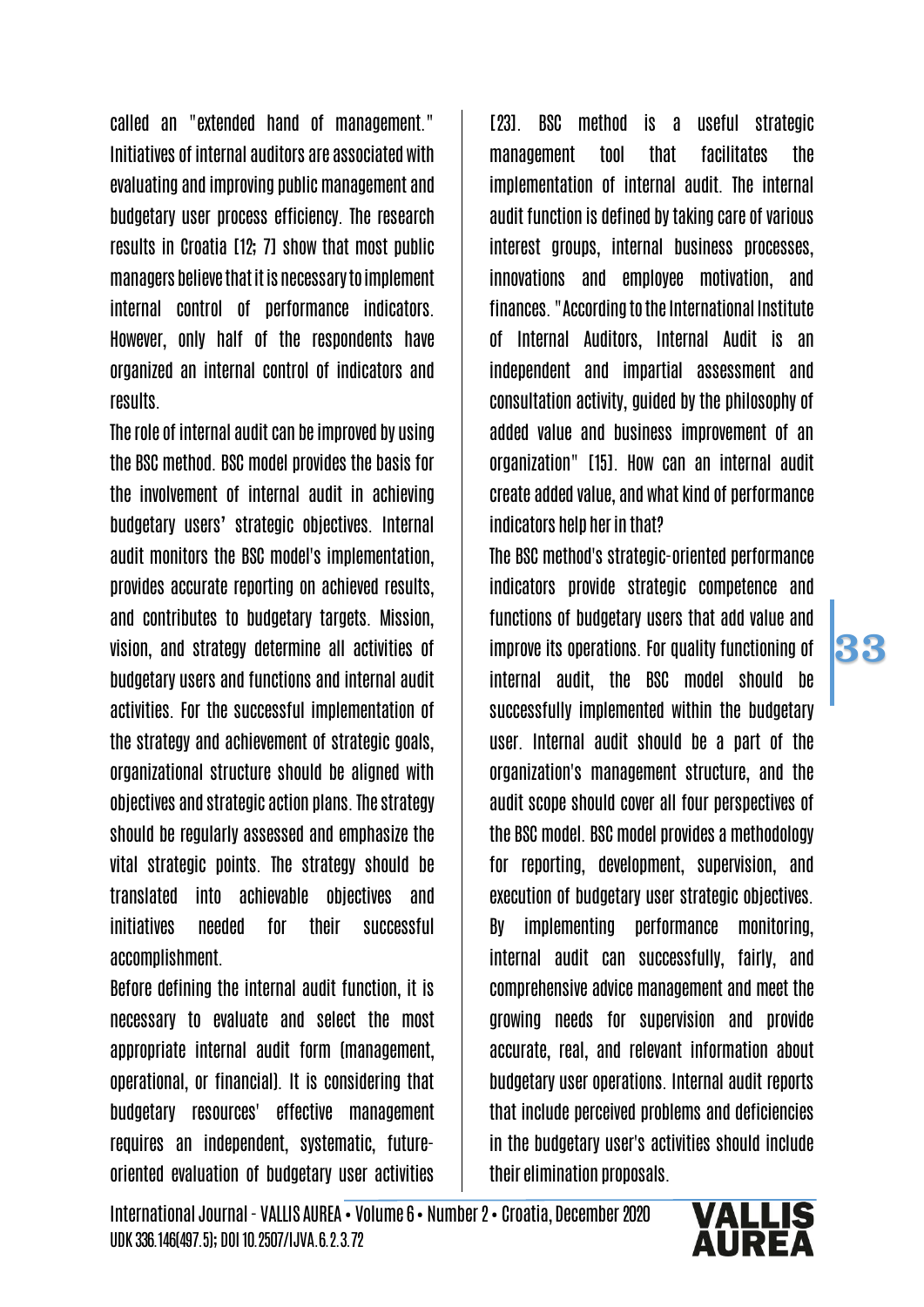called an "extended hand of management." Initiatives of internal auditors are associated with evaluating and improving public management and budgetary user process efficiency. The research results in Croatia [12; 7] show that most public managers believe that it is necessary to implement internal control of performance indicators. However, only half of the respondents have organized an internal control of indicators and results.

The role of internal audit can be improved by using the BSC method. BSC model provides the basis for the involvement of internal audit in achieving budgetary users' strategic objectives. Internal audit monitors the BSC model's implementation, provides accurate reporting on achieved results, and contributes to budgetary targets. Mission, vision, and strategy determine all activities of budgetary users and functions and internal audit activities. For the successful implementation of the strategy and achievement of strategic goals, organizational structure should be aligned with objectives and strategic action plans. The strategy should be regularly assessed and emphasize the vital strategic points. The strategy should be translated into achievable objectives and initiatives needed for their successful accomplishment.

Before defining the internal audit function, it is necessary to evaluate and select the most appropriate internal audit form (management, operational, or financial). It is considering that budgetary resources' effective management requires an independent, systematic, future-oriented evaluation of budgetary user activities [23]. BSC method is a useful strategic management tool that facilitates the implementation of internal audit. The internal audit function is defined by taking care of various interest groups, internal business processes, innovations and employee motivation, and finances. "According to the International Institute of Internal Auditors, Internal Audit is an independent and impartial assessment and consultation activity, guided by the philosophy of added value and business improvement of an organization" [15]. How can an internal audit create added value, and what kind of performance indicators help her in that?

The BSC method's strategic-oriented performance indicators provide strategic competence and functions of budgetary users that add value and improve its operations. For quality functioning of internal audit, the BSC model should be successfully implemented within the budgetary user. Internal audit should be a part of the organization's management structure, and the audit scope should cover all four perspectives of the BSC model. BSC model provides a methodology for reporting, development, supervision, and execution of budgetary user strategic objectives. By implementing performance monitoring, internal audit can successfully, fairly, and comprehensive advice management and meet the growing needs for supervision and provide accurate, real, and relevant information about budgetary user operations. Internal audit reports that include perceived problems and deficiencies in the budgetary user's activities should include their elimination proposals.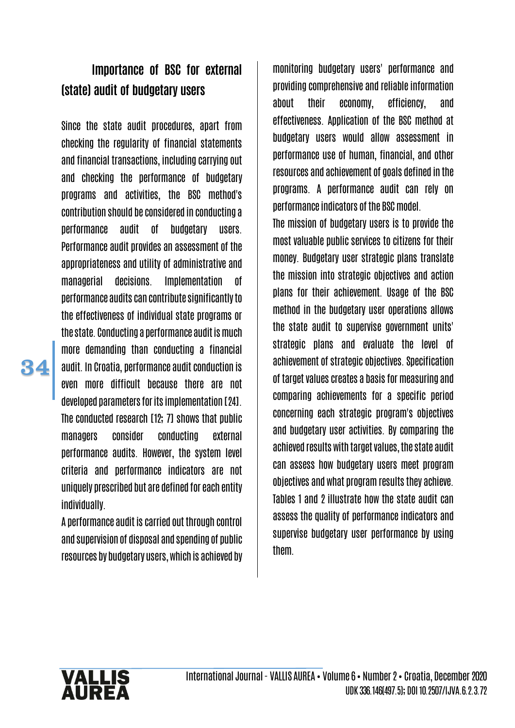## Importance of BSC for external (state) audit of budgetary users

Since the state audit procedures, apart from checking the regularity of financial statements and financial transactions, including carrying out and checking the performance of budgetary programs and activities, the BSC method's contribution should be considered in conducting a performance audit of budgetary users. Performance audit provides an assessment of the appropriateness and utility of administrative and managerial decisions. Implementation of performance audits can contribute significantly to the effectiveness of individual state programs or the state. Conducting a performance audit is much more demanding than conducting a financial audit. In Croatia, performance audit conduction is even more difficult because there are not developed parameters for its implementation [24]. The conducted research [12; 7] shows that public managers consider conducting external performance audits. However, the system level criteria and performance indicators are not uniquely prescribed but are defined for each entity individually.

A performance audit is carried out through control and supervision of disposal and spending of public resources by budgetary users, which is achieved by monitoring budgetary users' performance and providing comprehensive and reliable information about their economy, efficiency, and effectiveness. Application of the BSC method at budgetary users would allow assessment in performance use of human, financial, and other resources and achievement of goals defined in the programs. A performance audit can rely on performance indicators of the BSC model.

The mission of budgetary users is to provide the most valuable public services to citizens for their money. Budgetary user strategic plans translate the mission into strategic objectives and action plans for their achievement. Usage of the BSC method in the budgetary user operations allows the state audit to supervise government units' strategic plans and evaluate the level of achievement of strategic objectives. Specification of target values creates a basis for measuring and comparing achievements for a specific period concerning each strategic program's objectives and budgetary user activities. By comparing the achieved results with target values, the state audit can assess how budgetary users meet program objectives and what program results they achieve. Tables 1 and 2 illustrate how the state audit can assess the quality of performance indicators and supervise budgetary user performance by using them.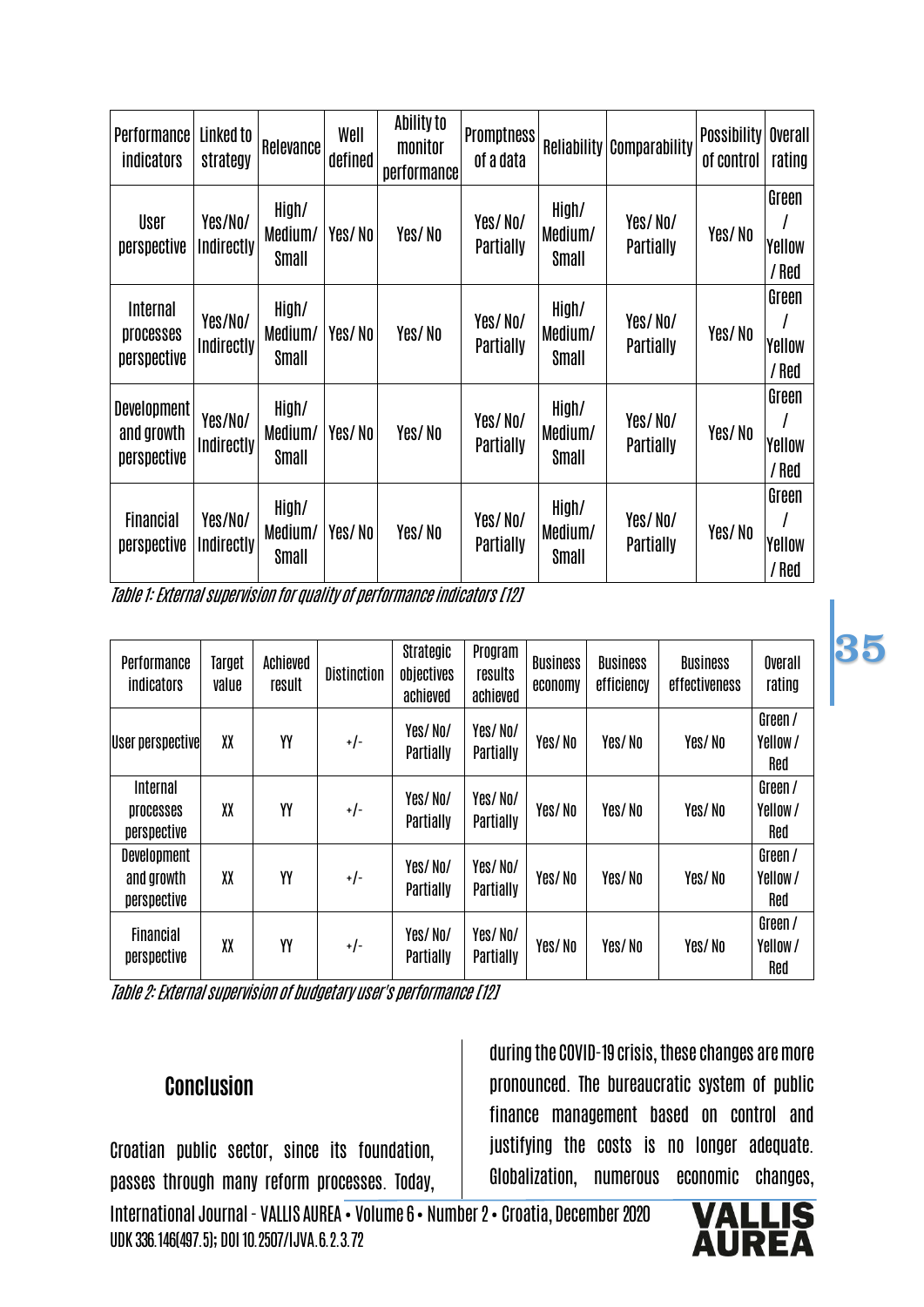| Performance indicators | Linked to strategy | Relevance | Well defined | Ability to monitor performance | Promptness of a data | Reliability | Comparability | Possibility of control | Overall rating |
|---|---|---|---|---|---|---|---|---|---|
| User perspective | Yes/No/ Indirectly | High/ Medium/ Small | Yes/ No | Yes/ No | Yes/ No/ Partially | High/ Medium/ Small | Yes/ No/ Partially | Yes/ No | Green / Yellow / Red |
| Internal processes perspective | Yes/No/ Indirectly | High/ Medium/ Small | Yes/ No | Yes/ No | Yes/ No/ Partially | High/ Medium/ Small | Yes/ No/ Partially | Yes/ No | Green / Yellow / Red |
| Development and growth perspective | Yes/No/ Indirectly | High/ Medium/ Small | Yes/ No | Yes/ No | Yes/ No/ Partially | High/ Medium/ Small | Yes/ No/ Partially | Yes/ No | Green / Yellow / Red |
| Financial perspective | Yes/No/ Indirectly | High/ Medium/ Small | Yes/ No | Yes/ No | Yes/ No/ Partially | High/ Medium/ Small | Yes/ No/ Partially | Yes/ No | Green / Yellow / Red |

*Table 1: External supervision for quality of performance indicators [12]*

| Performance indicators | Target value | Achieved result | Distinction | Strategic objectives achieved | Program results achieved | Business economy | Business efficiency | Business effectiveness | Overall rating |
|---|---|---|---|---|---|---|---|---|---|
| User perspective | XX | YY | +/- | Yes/ No/ Partially | Yes/ No/ Partially | Yes/ No | Yes/ No | Yes/ No | Green / Yellow / Red |
| Internal processes perspective | XX | YY | +/- | Yes/ No/ Partially | Yes/ No/ Partially | Yes/ No | Yes/ No | Yes/ No | Green / Yellow / Red |
| Development and growth perspective | XX | YY | +/- | Yes/ No/ Partially | Yes/ No/ Partially | Yes/ No | Yes/ No | Yes/ No | Green / Yellow / Red |
| Financial perspective | XX | YY | +/- | Yes/ No/ Partially | Yes/ No/ Partially | Yes/ No | Yes/ No | Yes/ No | Green / Yellow / Red |

*Table 2: External supervision of budgetary user's performance [12]*

## Conclusion

Croatian public sector, since its foundation, passes through many reform processes. Today, during the COVID-19 crisis, these changes are more pronounced. The bureaucratic system of public finance management based on control and justifying the costs is no longer adequate. Globalization, numerous economic changes,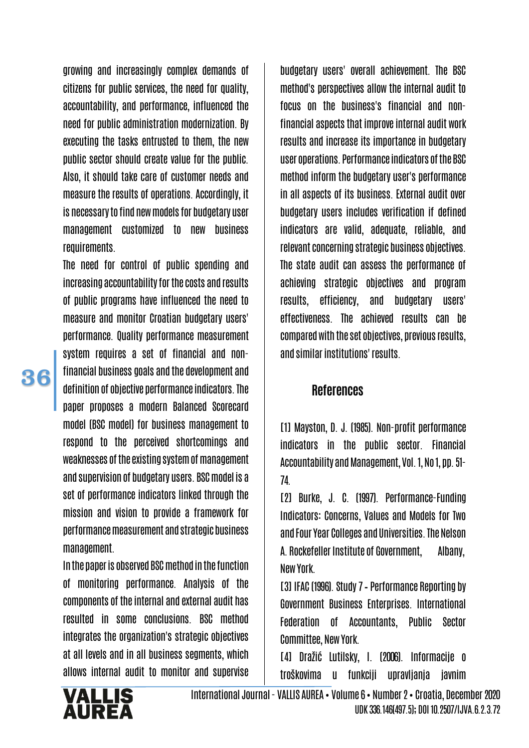growing and increasingly complex demands of citizens for public services, the need for quality, accountability, and performance, influenced the need for public administration modernization. By executing the tasks entrusted to them, the new public sector should create value for the public. Also, it should take care of customer needs and measure the results of operations. Accordingly, it is necessary to find new models for budgetary user management customized to new business requirements.

The need for control of public spending and increasing accountability for the costs and results of public programs have influenced the need to measure and monitor Croatian budgetary users' performance. Quality performance measurement system requires a set of financial and non-financial business goals and the development and definition of objective performance indicators. The paper proposes a modern Balanced Scorecard model (BSC model) for business management to respond to the perceived shortcomings and weaknesses of the existing system of management and supervision of budgetary users. BSC model is a set of performance indicators linked through the mission and vision to provide a framework for performance measurement and strategic business management.

In the paper is observed BSC method in the function of monitoring performance. Analysis of the components of the internal and external audit has resulted in some conclusions. BSC method integrates the organization's strategic objectives at all levels and in all business segments, which allows internal audit to monitor and supervise budgetary users' overall achievement. The BSC method's perspectives allow the internal audit to focus on the business's financial and non-financial aspects that improve internal audit work results and increase its importance in budgetary user operations. Performance indicators of the BSC method inform the budgetary user's performance in all aspects of its business. External audit over budgetary users includes verification if defined indicators are valid, adequate, reliable, and relevant concerning strategic business objectives. The state audit can assess the performance of achieving strategic objectives and program results, efficiency, and budgetary users' effectiveness. The achieved results can be compared with the set objectives, previous results, and similar institutions' results.

## References

[1] Mayston, D. J. (1985). Non-profit performance indicators in the public sector. Financial Accountability and Management, Vol. 1, No 1, pp. 51-74.

[2] Burke, J. C. (1997). Performance-Funding Indicators: Concerns, Values and Models for Two and Four Year Colleges and Universities. The Nelson A. Rockefeller Institute of Government, Albany, New York.

[3] IFAC (1996). Study 7 - Performance Reporting by Government Business Enterprises. International Federation of Accountants, Public Sector Committee, New York.

[4] Dražić Lutilsky, I. (2006). Informacije o troškovima u funkciji upravljanja javnim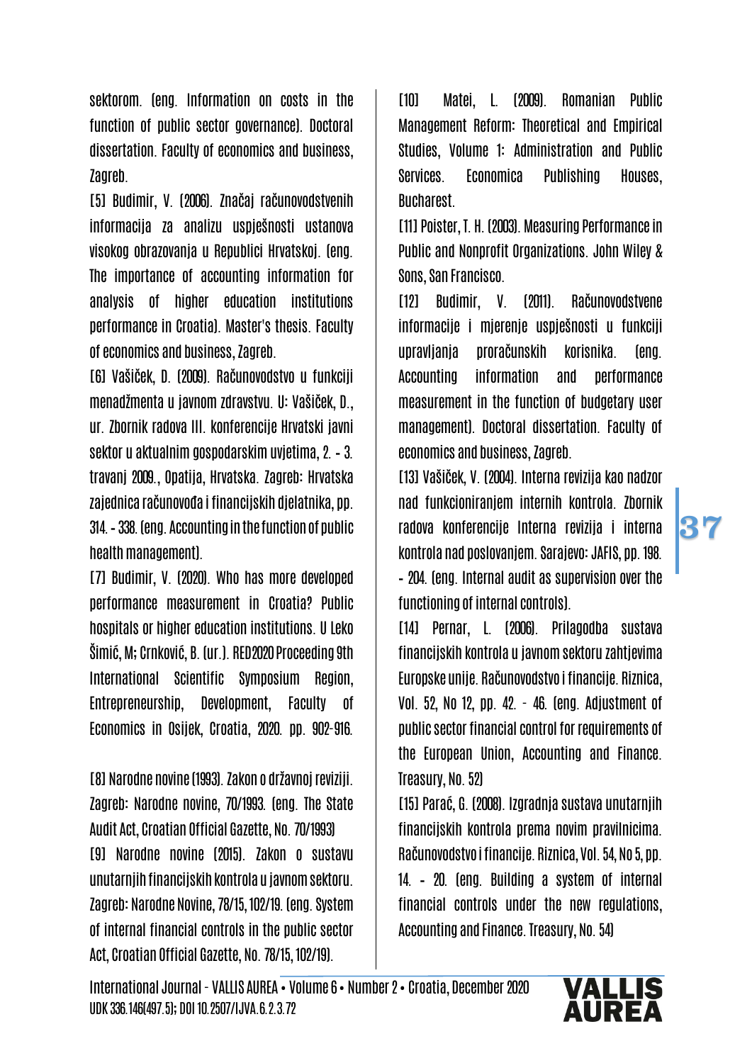sektorom. (eng. Information on costs in the function of public sector governance). Doctoral dissertation. Faculty of economics and business, Zagreb.

[5] Budimir, V. (2006). Značaj računovodstvenih informacija za analizu uspješnosti ustanova visokog obrazovanja u Republici Hrvatskoj. (eng. The importance of accounting information for analysis of higher education institutions performance in Croatia). Master's thesis. Faculty of economics and business, Zagreb.

[6] Vašiček, D. (2009). Računovodstvo u funkciji menadžmenta u javnom zdravstvu. U: Vašiček, D., ur. Zbornik radova III. konferencije Hrvatski javni sektor u aktualnim gospodarskim uvjetima, 2. - 3. travanj 2009., Opatija, Hrvatska. Zagreb: Hrvatska zajednica računovođa i financijskih djelatnika, pp. 314. - 338. (eng. Accounting in the function of public health management).

[7] Budimir, V. (2020). Who has more developed performance measurement in Croatia? Public hospitals or higher education institutions. U Leko Šimić, M; Crnković, B. (ur.). RED2020 Proceeding 9th International Scientific Symposium Region, Entrepreneurship, Development, Faculty of Economics in Osijek, Croatia, 2020. pp. 902-916.

[8] Narodne novine (1993). Zakon o državnoj reviziji. Zagreb: Narodne novine, 70/1993. (eng. The State Audit Act, Croatian Official Gazette, No. 70/1993)

[9] Narodne novine (2015). Zakon o sustavu unutarnjih financijskih kontrola u javnom sektoru. Zagreb: Narodne Novine, 78/15, 102/19. (eng. System of internal financial controls in the public sector Act, Croatian Official Gazette, No. 78/15, 102/19).

[10] Matei, L. (2009). Romanian Public Management Reform: Theoretical and Empirical Studies, Volume 1: Administration and Public Services. Economica Publishing Houses, Bucharest.

[11] Poister, T. H. (2003). Measuring Performance in Public and Nonprofit Organizations. John Wiley & Sons, San Francisco.

[12] Budimir, V. (2011). Računovodstvene informacije i mjerenje uspješnosti u funkciji upravljanja proračunskih korisnika. (eng. Accounting information and performance measurement in the function of budgetary user management). Doctoral dissertation. Faculty of economics and business, Zagreb.

[13] Vašiček, V. (2004). Interna revizija kao nadzor nad funkcioniranjem internih kontrola. Zbornik radova konferencije Interna revizija i interna kontrola nad poslovanjem. Sarajevo: JAFIS, pp. 198. - 204. (eng. Internal audit as supervision over the functioning of internal controls).

[14] Pernar, L. (2006). Prilagodba sustava financijskih kontrola u javnom sektoru zahtjevima Europske unije. Računovodstvo i financije. Riznica, Vol. 52, No 12, pp. 42. - 46. (eng. Adjustment of public sector financial control for requirements of the European Union, Accounting and Finance. Treasury, No. 52)

[15] Parać, G. (2008). Izgradnja sustava unutarnjih financijskih kontrola prema novim pravilnicima. Računovodstvo i financije. Riznica, Vol. 54, No 5, pp. 14. - 20. (eng. Building a system of internal financial controls under the new regulations, Accounting and Finance. Treasury, No. 54)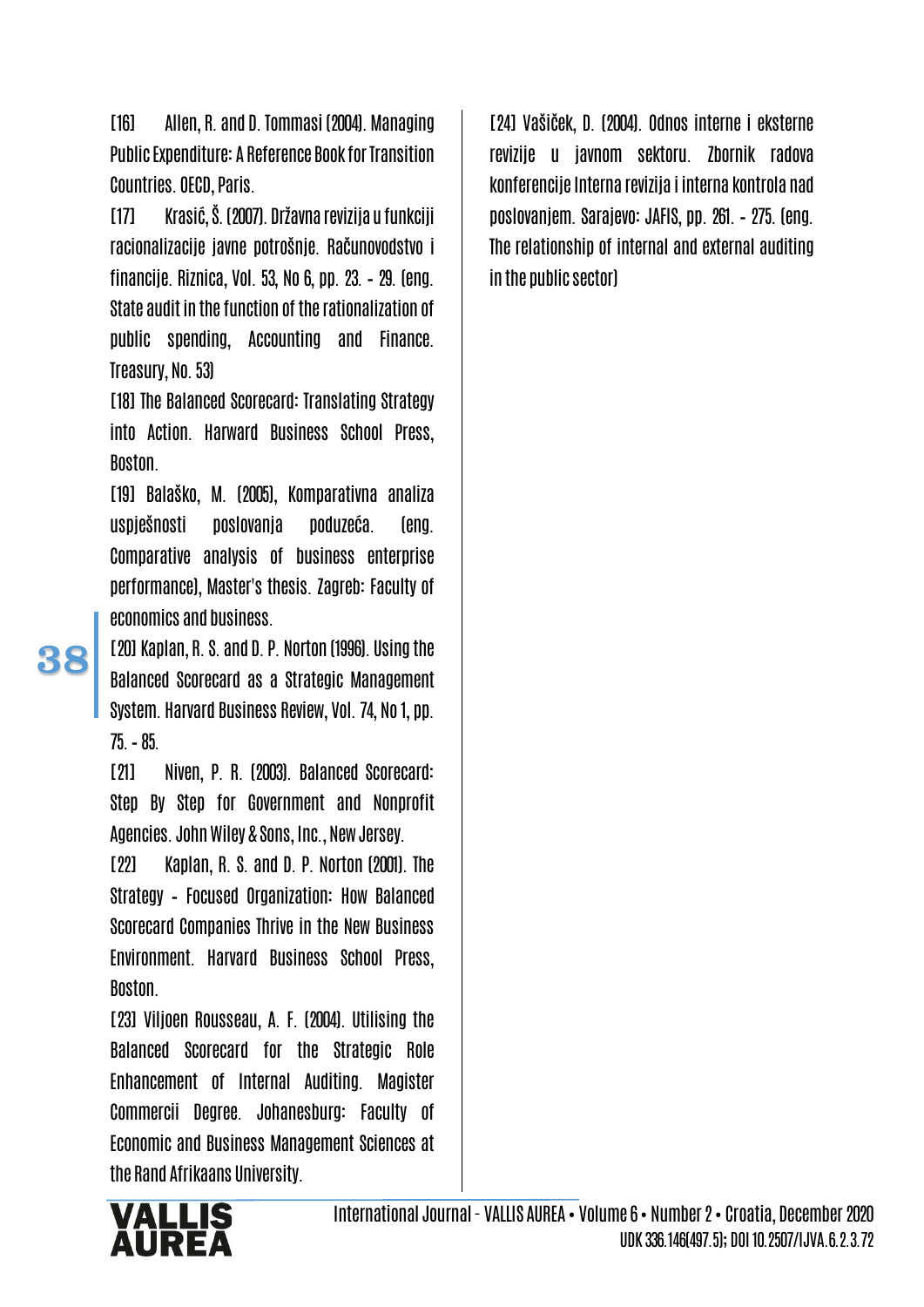[16] Allen, R. and D. Tommasi (2004). Managing Public Expenditure: A Reference Book for Transition Countries. OECD, Paris.

[17] Krasić, Š. (2007). Državna revizija u funkciji racionalizacije javne potrošnje. Računovodstvo i financije. Riznica, Vol. 53, No 6, pp. 23. - 29. (eng. State audit in the function of the rationalization of public spending, Accounting and Finance. Treasury, No. 53)

[18] The Balanced Scorecard: Translating Strategy into Action. Harward Business School Press, Boston.

[19] Balaško, M. (2005), Komparativna analiza uspješnosti poslovanja poduzeća. (eng. Comparative analysis of business enterprise performance), Master's thesis. Zagreb: Faculty of economics and business.

[20] Kaplan, R. S. and D. P. Norton (1996). Using the Balanced Scorecard as a Strategic Management System. Harvard Business Review, Vol. 74, No 1, pp. 75. - 85.

[21] Niven, P. R. (2003). Balanced Scorecard: Step By Step for Government and Nonprofit Agencies. John Wiley & Sons, Inc., New Jersey.

[22] Kaplan, R. S. and D. P. Norton (2001). The Strategy - Focused Organization: How Balanced Scorecard Companies Thrive in the New Business Environment. Harvard Business School Press, Boston.

[23] Viljoen Rousseau, A. F. (2004). Utilising the Balanced Scorecard for the Strategic Role Enhancement of Internal Auditing. Magister Commercii Degree. Johanesburg: Faculty of Economic and Business Management Sciences at the Rand Afrikaans University.

[24] Vašiček, D. (2004). Odnos interne i eksterne revizije u javnom sektoru. Zbornik radova konferencije Interna revizija i interna kontrola nad poslovanjem. Sarajevo: JAFIS, pp. 261. - 275. (eng. The relationship of internal and external auditing in the public sector)